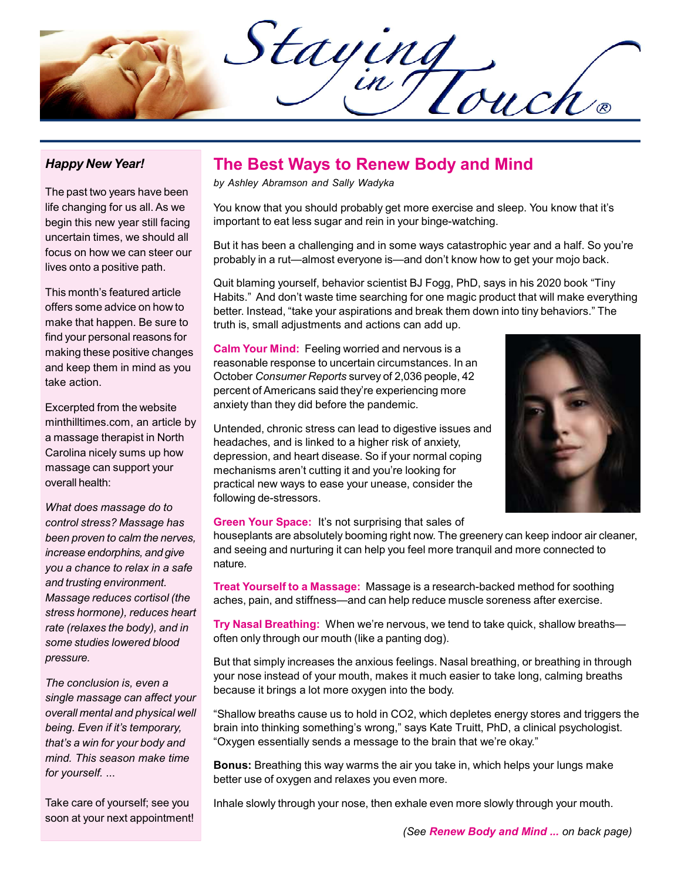# Staying in Touch®

## Happy New Year!

The past two years have been life changing for us all. As we begin this new year still facing uncertain times, we should all focus on how we can steer our lives onto a positive path.

This month's featured article offers some advice on how to make that happen. Be sure to find your personal reasons for making these positive changes and keep them in mind as you take action.

Excerpted from the website minthilltimes.com, an article by a massage therapist in North Carolina nicely sums up how massage can support your overall health:

*What does massage do to control stress? Massage has been proven to calm the nerves, increase endorphins, and give you a chance to relax in a safe and trusting environment. Massage reduces cortisol (the stress hormone), reduces heart rate (relaxes the body), and in some studies lowered blood pressure.*

*The conclusion is, even a single massage can affect your overall mental and physical well being. Even if it's temporary, that's a win for your body and mind. This season make time for yourself. ...*

Take care of yourself; see you soon at your next appointment!

## The Best Ways to Renew Body and Mind

*by Ashley Abramson and Sally Wadyka*

You know that you should probably get more exercise and sleep. You know that it's important to eat less sugar and rein in your binge-watching.

But it has been a challenging and in some ways catastrophic year and a half. So you're probably in a rut—almost everyone is—and don't know how to get your mojo back.

Quit blaming yourself, behavior scientist BJ Fogg, PhD, says in his 2020 book "Tiny Habits." And don't waste time searching for one magic product that will make everything better. Instead, "take your aspirations and break them down into tiny behaviors." The truth is, small adjustments and actions can add up.

**Calm Your Mind:** Feeling worried and nervous is a reasonable response to uncertain circumstances. In an October *Consumer Reports* survey of 2,036 people, 42 percent of Americans said they're experiencing more anxiety than they did before the pandemic.

Untended, chronic stress can lead to digestive issues and headaches, and is linked to a higher risk of anxiety, depression, and heart disease. So if your normal coping mechanisms aren't cutting it and you're looking for practical new ways to ease your unease, consider the following de-stressors.

**Green Your Space:** It's not surprising that sales of houseplants are absolutely booming right now. The greenery can keep indoor air cleaner, and seeing and nurturing it can help you feel more tranquil and more connected to nature.

**Treat Yourself to a Massage:** Massage is a research-backed method for soothing aches, pain, and stiffness—and can help reduce muscle soreness after exercise.

**Try Nasal Breathing:** When we're nervous, we tend to take quick, shallow breaths—often only through our mouth (like a panting dog).

But that simply increases the anxious feelings. Nasal breathing, or breathing in through your nose instead of your mouth, makes it much easier to take long, calming breaths because it brings a lot more oxygen into the body.

"Shallow breaths cause us to hold in $CO_2$, which depletes energy stores and triggers the brain into thinking something's wrong," says Kate Truitt, PhD, a clinical psychologist. "Oxygen essentially sends a message to the brain that we're okay."

**Bonus:** Breathing this way warms the air you take in, which helps your lungs make better use of oxygen and relaxes you even more.

Inhale slowly through your nose, then exhale even more slowly through your mouth.

*(See **Renew Body and Mind ...** on back page)*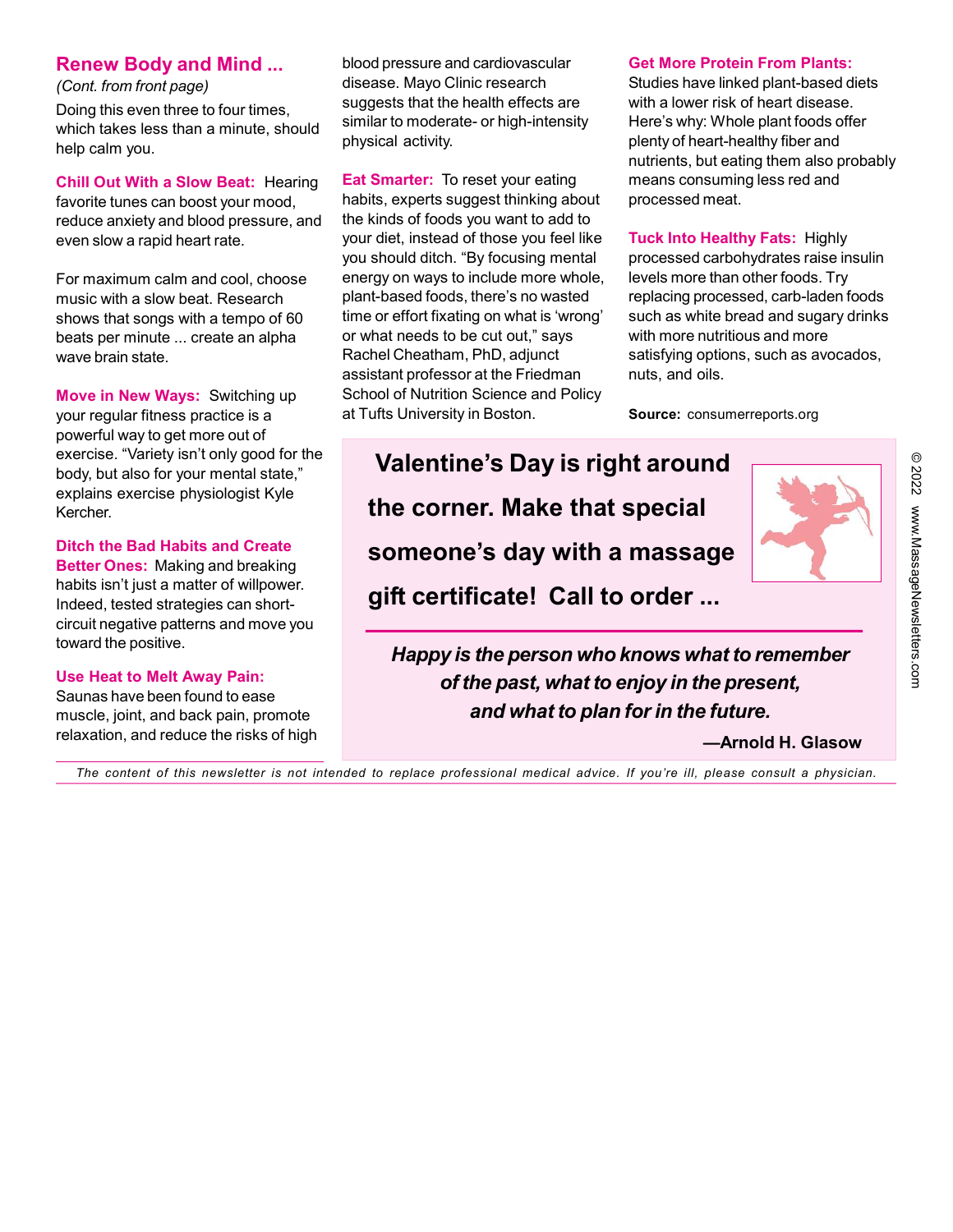## Renew Body and Mind ...

*(Cont. from front page)*

Doing this even three to four times, which takes less than a minute, should help calm you.

**Chill Out With a Slow Beat:** Hearing favorite tunes can boost your mood, reduce anxiety and blood pressure, and even slow a rapid heart rate.

For maximum calm and cool, choose music with a slow beat. Research shows that songs with a tempo of 60 beats per minute ... create an alpha wave brain state.

**Move in New Ways:** Switching up your regular fitness practice is a powerful way to get more out of exercise. "Variety isn't only good for the body, but also for your mental state," explains exercise physiologist Kyle Kercher.

**Ditch the Bad Habits and Create Better Ones:** Making and breaking habits isn't just a matter of willpower. Indeed, tested strategies can short-circuit negative patterns and move you toward the positive.

**Use Heat to Melt Away Pain:** Saunas have been found to ease muscle, joint, and back pain, promote relaxation, and reduce the risks of high blood pressure and cardiovascular disease. Mayo Clinic research suggests that the health effects are similar to moderate- or high-intensity physical activity.

**Eat Smarter:** To reset your eating habits, experts suggest thinking about the kinds of foods you want to add to your diet, instead of those you feel like you should ditch. "By focusing mental energy on ways to include more whole, plant-based foods, there's no wasted time or effort fixating on what is 'wrong' or what needs to be cut out," says Rachel Cheatham, PhD, adjunct assistant professor at the Friedman School of Nutrition Science and Policy at Tufts University in Boston.

**Get More Protein From Plants:** Studies have linked plant-based diets with a lower risk of heart disease. Here's why: Whole plant foods offer plenty of heart-healthy fiber and nutrients, but eating them also probably means consuming less red and processed meat.

**Tuck Into Healthy Fats:** Highly processed carbohydrates raise insulin levels more than other foods. Try replacing processed, carb-laden foods such as white bread and sugary drinks with more nutritious and more satisfying options, such as avocados, nuts, and oils.

**Source:** consumerreports.org

**Valentine's Day is right around the corner. Make that special someone's day with a massage gift certificate! Call to order ...**

***Happy is the person who knows what to remember of the past, what to enjoy in the present, and what to plan for in the future.***

**—Arnold H. Glasow**

*The content of this newsletter is not intended to replace professional medical advice. If you're ill, please consult a physician.*

© 2022 www.MassageNewsletters.com